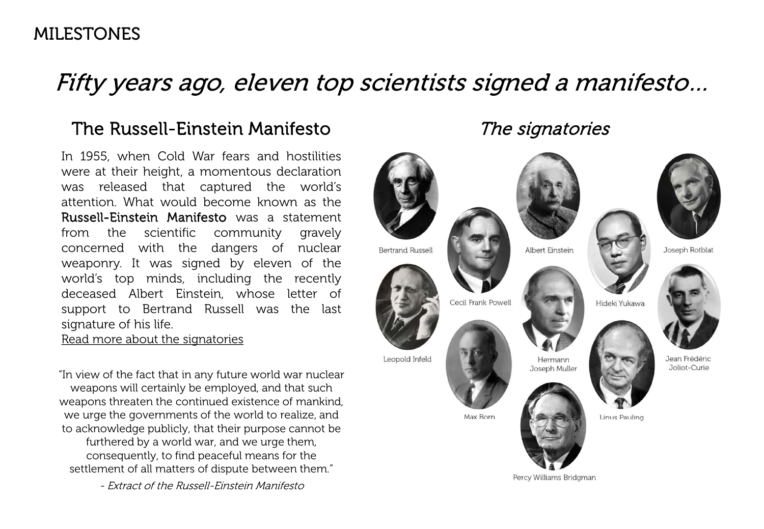MILESTONES

# *Fifty years ago, eleven top scientists signed a manifesto...*

## The Russell-Einstein Manifesto

In 1955, when Cold War fears and hostilities were at their height, a momentous declaration was released that captured the world's attention. What would become known as the **Russell-Einstein Manifesto** was a statement from the scientific community gravely concerned with the dangers of nuclear weaponry. It was signed by eleven of the world's top minds, including the recently deceased Albert Einstein, whose letter of support to Bertrand Russell was the last signature of his life.

Read more about the signatories

"In view of the fact that in any future world war nuclear weapons will certainly be employed, and that such weapons threaten the continued existence of mankind, we urge the governments of the world to realize, and to acknowledge publicly, that their purpose cannot be furthered by a world war, and we urge them, consequently, to find peaceful means for the settlement of all matters of dispute between them."

*- Extract of the Russell-Einstein Manifesto*

## *The signatories*

Bertrand Russell

Albert Einstein

Joseph Rotblat

Cecil Frank Powell

Hideki Yukawa

Leopold Infeld

Hermann Joseph Muller

Jean Frédéric Joliot-Curie

Max Born

Linus Pauling

Percy Williams Bridgman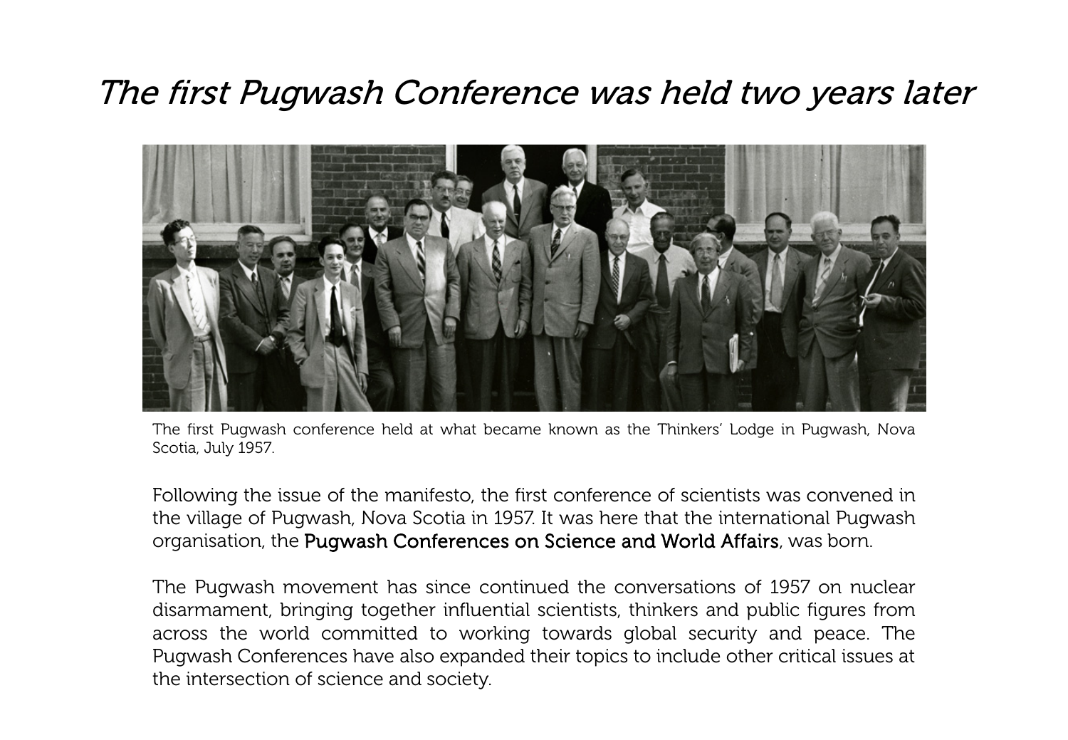# *The first Pugwash Conference was held two years later*

The first Pugwash conference held at what became known as the Thinkers' Lodge in Pugwash, Nova Scotia, July 1957.

Following the issue of the manifesto, the first conference of scientists was convened in the village of Pugwash, Nova Scotia in 1957. It was here that the international Pugwash organisation, the **Pugwash Conferences on Science and World Affairs**, was born.

The Pugwash movement has since continued the conversations of 1957 on nuclear disarmament, bringing together influential scientists, thinkers and public figures from across the world committed to working towards global security and peace. The Pugwash Conferences have also expanded their topics to include other critical issues at the intersection of science and society.